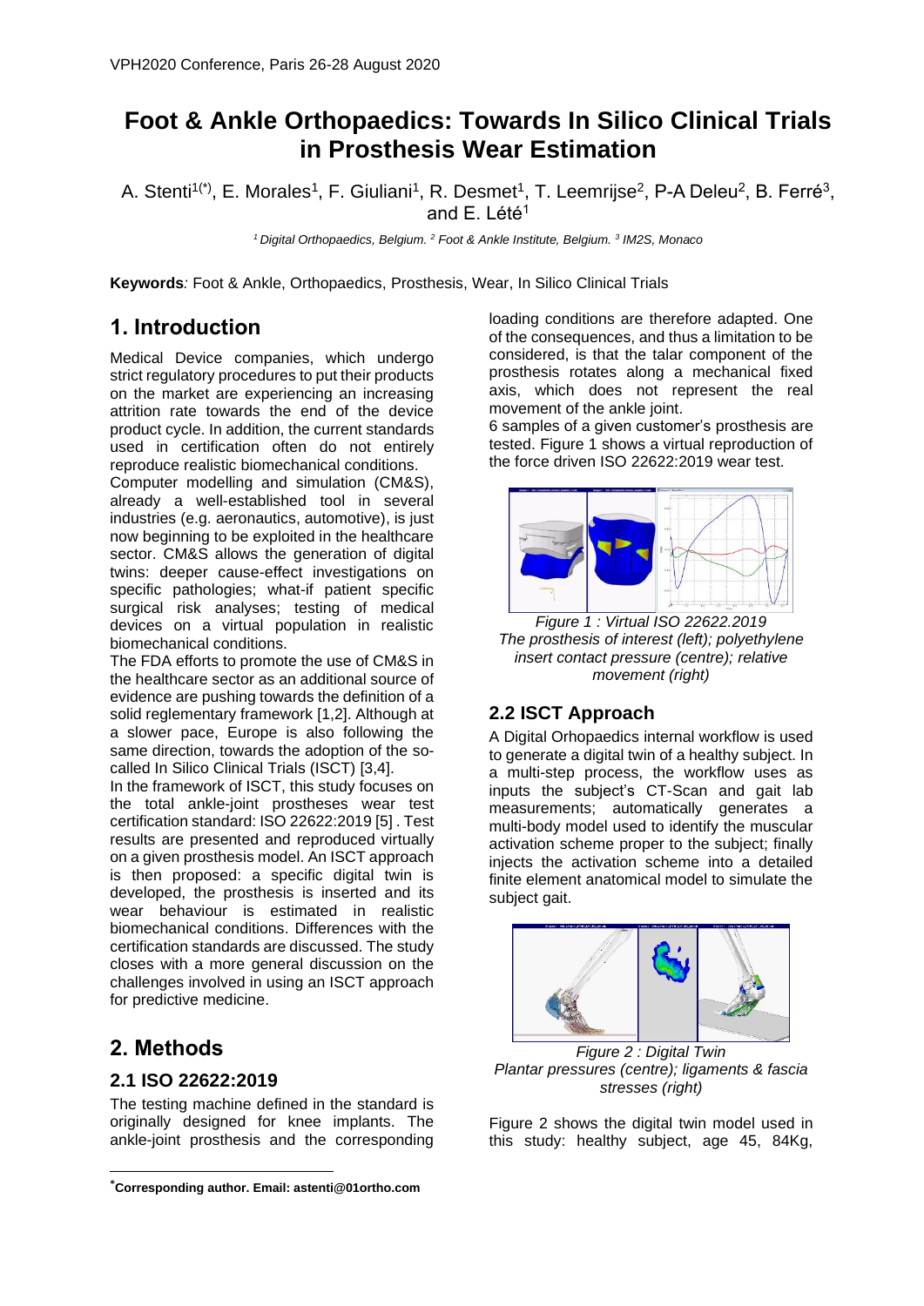# Foot & Ankle Orthopaedics: Towards In Silico Clinical Trials in Prosthesis Wear Estimation

A. Stenti[1(*)], E. Morales[1], F. Giuliani[1], R. Desmet[1], T. Leemrijse[2], P-A Deleu[2], B. Ferré[3], and E. Lété[1]

*[1] Digital Orthopaedics, Belgium. [2] Foot & Ankle Institute, Belgium. [3] IM2S, Monaco*

**Keywords***:* Foot & Ankle, Orthopaedics, Prosthesis, Wear, In Silico Clinical Trials

## 1. Introduction

Medical Device companies, which undergo strict regulatory procedures to put their products on the market are experiencing an increasing attrition rate towards the end of the device product cycle. In addition, the current standards used in certification often do not entirely reproduce realistic biomechanical conditions.

Computer modelling and simulation (CM&S), already a well-established tool in several industries (e.g. aeronautics, automotive), is just now beginning to be exploited in the healthcare sector. CM&S allows the generation of digital twins: deeper cause-effect investigations on specific pathologies; what-if patient specific surgical risk analyses; testing of medical devices on a virtual population in realistic biomechanical conditions.

The FDA efforts to promote the use of CM&S in the healthcare sector as an additional source of evidence are pushing towards the definition of a solid reglementary framework [1,2]. Although at a slower pace, Europe is also following the same direction, towards the adoption of the so-called In Silico Clinical Trials (ISCT) [3,4].

In the framework of ISCT, this study focuses on the total ankle-joint prostheses wear test certification standard: ISO 22622:2019 [5] . Test results are presented and reproduced virtually on a given prosthesis model. An ISCT approach is then proposed: a specific digital twin is developed, the prosthesis is inserted and its wear behaviour is estimated in realistic biomechanical conditions. Differences with the certification standards are discussed. The study closes with a more general discussion on the challenges involved in using an ISCT approach for predictive medicine.

## 2. Methods

### 2.1 ISO 22622:2019

The testing machine defined in the standard is originally designed for knee implants. The ankle-joint prosthesis and the corresponding loading conditions are therefore adapted. One of the consequences, and thus a limitation to be considered, is that the talar component of the prosthesis rotates along a mechanical fixed axis, which does not represent the real movement of the ankle joint.

6 samples of a given customer's prosthesis are tested. Figure 1 shows a virtual reproduction of the force driven ISO 22622:2019 wear test.

*Figure 1 : Virtual ISO 22622.2019*
*The prosthesis of interest (left); polyethylene insert contact pressure (centre); relative movement (right)*

### 2.2 ISCT Approach

A Digital Orhopaedics internal workflow is used to generate a digital twin of a healthy subject. In a multi-step process, the workflow uses as inputs the subject's CT-Scan and gait lab measurements; automatically generates a multi-body model used to identify the muscular activation scheme proper to the subject; finally injects the activation scheme into a detailed finite element anatomical model to simulate the subject gait.

*Figure 2 : Digital Twin*
*Plantar pressures (centre); ligaments & fascia stresses (right)*

Figure 2 shows the digital twin model used in this study: healthy subject, age 45, 84Kg,

---

*Corresponding author. Email: astenti@01ortho.com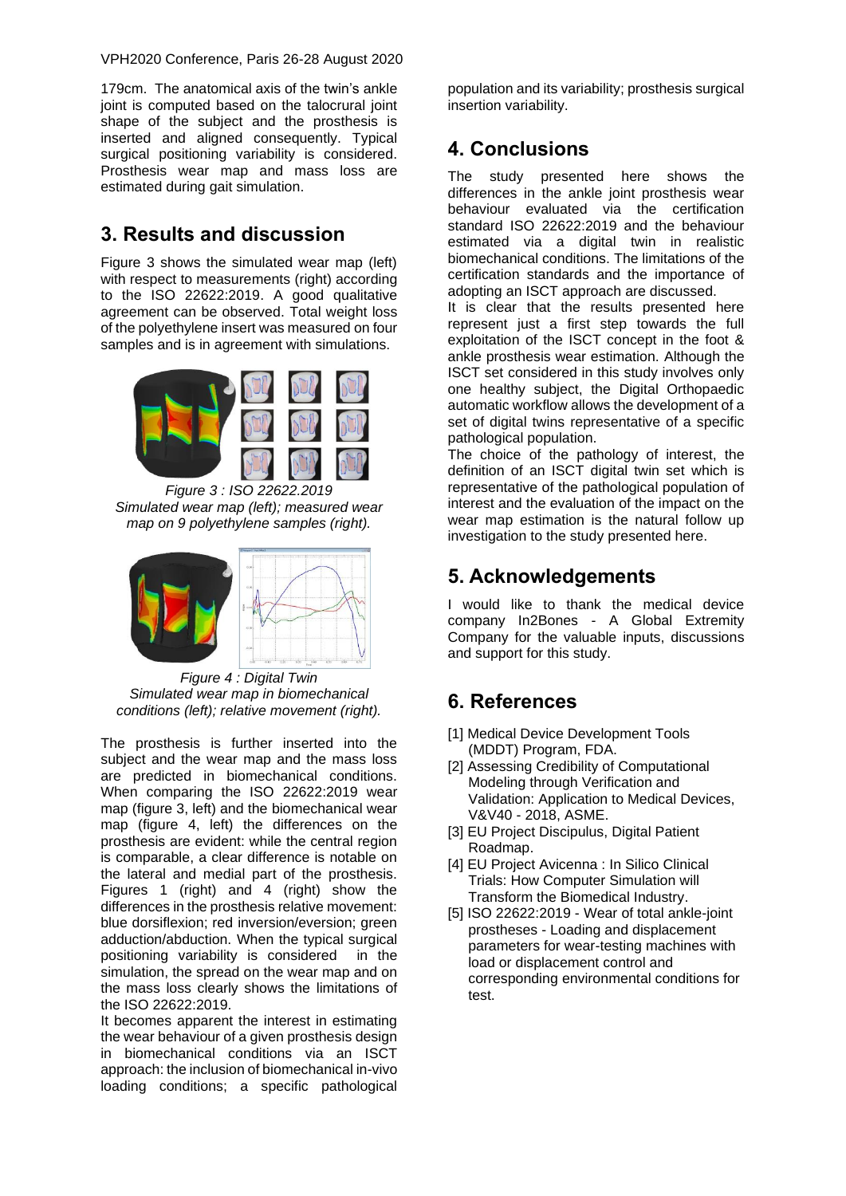179cm. The anatomical axis of the twin's ankle joint is computed based on the talocrural joint shape of the subject and the prosthesis is inserted and aligned consequently. Typical surgical positioning variability is considered. Prosthesis wear map and mass loss are estimated during gait simulation.

## 3. Results and discussion

Figure 3 shows the simulated wear map (left) with respect to measurements (right) according to the ISO 22622:2019. A good qualitative agreement can be observed. Total weight loss of the polyethylene insert was measured on four samples and is in agreement with simulations.

*Figure 3 : ISO 22622.2019 Simulated wear map (left); measured wear map on 9 polyethylene samples (right).*

*Figure 4 : Digital Twin Simulated wear map in biomechanical conditions (left); relative movement (right).*

The prosthesis is further inserted into the subject and the wear map and the mass loss are predicted in biomechanical conditions. When comparing the ISO 22622:2019 wear map (figure 3, left) and the biomechanical wear map (figure 4, left) the differences on the prosthesis are evident: while the central region is comparable, a clear difference is notable on the lateral and medial part of the prosthesis. Figures 1 (right) and 4 (right) show the differences in the prosthesis relative movement: blue dorsiflexion; red inversion/eversion; green adduction/abduction. When the typical surgical positioning variability is considered in the simulation, the spread on the wear map and on the mass loss clearly shows the limitations of the ISO 22622:2019.

It becomes apparent the interest in estimating the wear behaviour of a given prosthesis design in biomechanical conditions via an ISCT approach: the inclusion of biomechanical in-vivo loading conditions; a specific pathological population and its variability; prosthesis surgical insertion variability.

## 4. Conclusions

The study presented here shows the differences in the ankle joint prosthesis wear behaviour evaluated via the certification standard ISO 22622:2019 and the behaviour estimated via a digital twin in realistic biomechanical conditions. The limitations of the certification standards and the importance of adopting an ISCT approach are discussed.

It is clear that the results presented here represent just a first step towards the full exploitation of the ISCT concept in the foot & ankle prosthesis wear estimation. Although the ISCT set considered in this study involves only one healthy subject, the Digital Orthopaedic automatic workflow allows the development of a set of digital twins representative of a specific pathological population.

The choice of the pathology of interest, the definition of an ISCT digital twin set which is representative of the pathological population of interest and the evaluation of the impact on the wear map estimation is the natural follow up investigation to the study presented here.

## 5. Acknowledgements

I would like to thank the medical device company In2Bones - A Global Extremity Company for the valuable inputs, discussions and support for this study.

## 6. References

- [1] Medical Device Development Tools (MDDT) Program, FDA.
- [2] Assessing Credibility of Computational Modeling through Verification and Validation: Application to Medical Devices, V&V40 - 2018, ASME.
- [3] EU Project Discipulus, Digital Patient Roadmap.
- [4] EU Project Avicenna : In Silico Clinical Trials: How Computer Simulation will Transform the Biomedical Industry.
- [5] ISO 22622:2019 - Wear of total ankle-joint prostheses - Loading and displacement parameters for wear-testing machines with load or displacement control and corresponding environmental conditions for test.